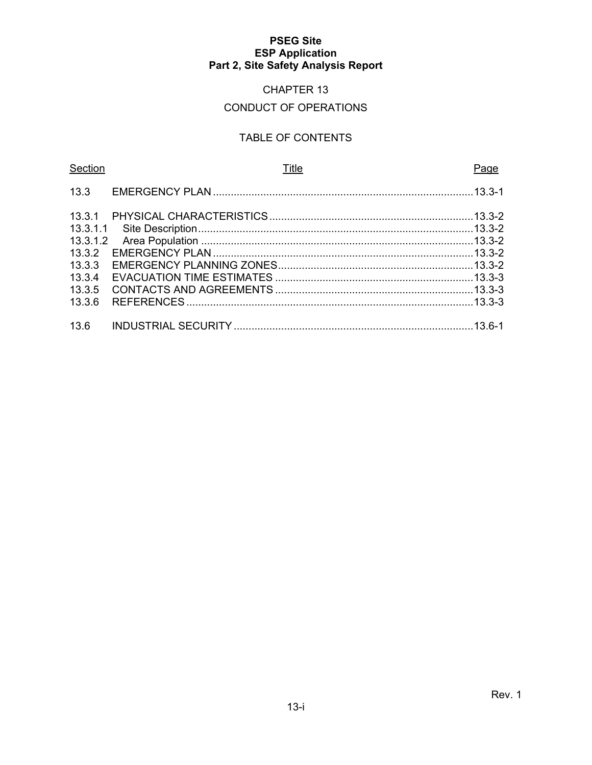**PSEG Site**
**ESP Application**
**Part 2, Site Safety Analysis Report**

# CHAPTER 13

# CONDUCT OF OPERATIONS

## TABLE OF CONTENTS

| Section | Title | Page |
|---|---|---|
| 13.3 | EMERGENCY PLAN | 13.3-1 |
| 13.3.1 | PHYSICAL CHARACTERISTICS | 13.3-2 |
| 13.3.1.1 | Site Description | 13.3-2 |
| 13.3.1.2 | Area Population | 13.3-2 |
| 13.3.2 | EMERGENCY PLAN | 13.3-2 |
| 13.3.3 | EMERGENCY PLANNING ZONES | 13.3-2 |
| 13.3.4 | EVACUATION TIME ESTIMATES | 13.3-3 |
| 13.3.5 | CONTACTS AND AGREEMENTS | 13.3-3 |
| 13.3.6 | REFERENCES | 13.3-3 |
| 13.6 | INDUSTRIAL SECURITY | 13.6-1 |

Rev. 1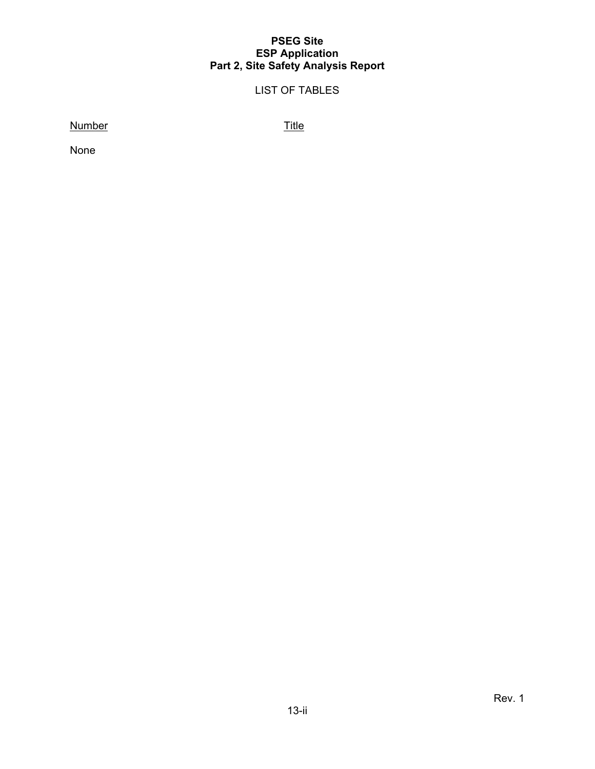# LIST OF TABLES

| Number | Title |
|---|---|
| None | |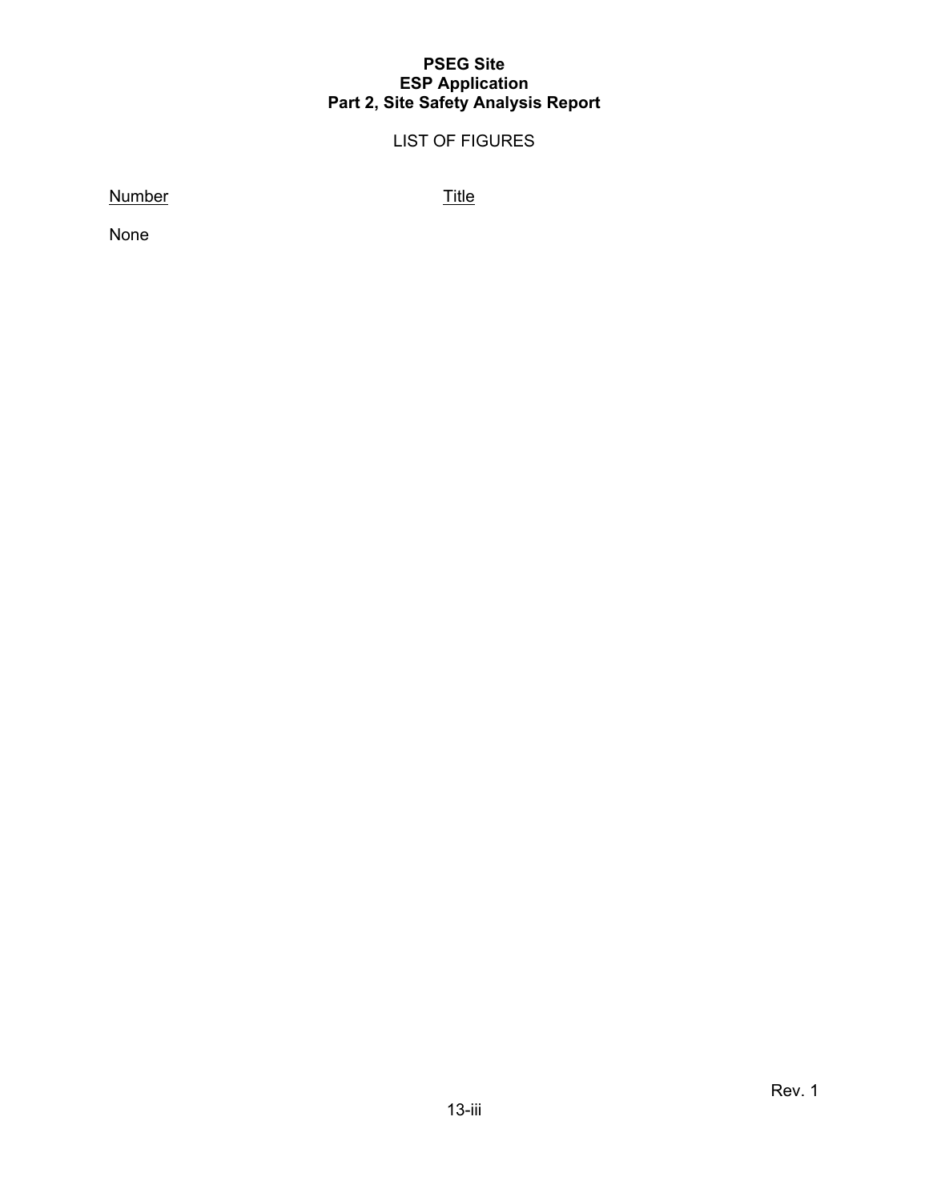# LIST OF FIGURES

| Number | Title |
|---|---|
| None | |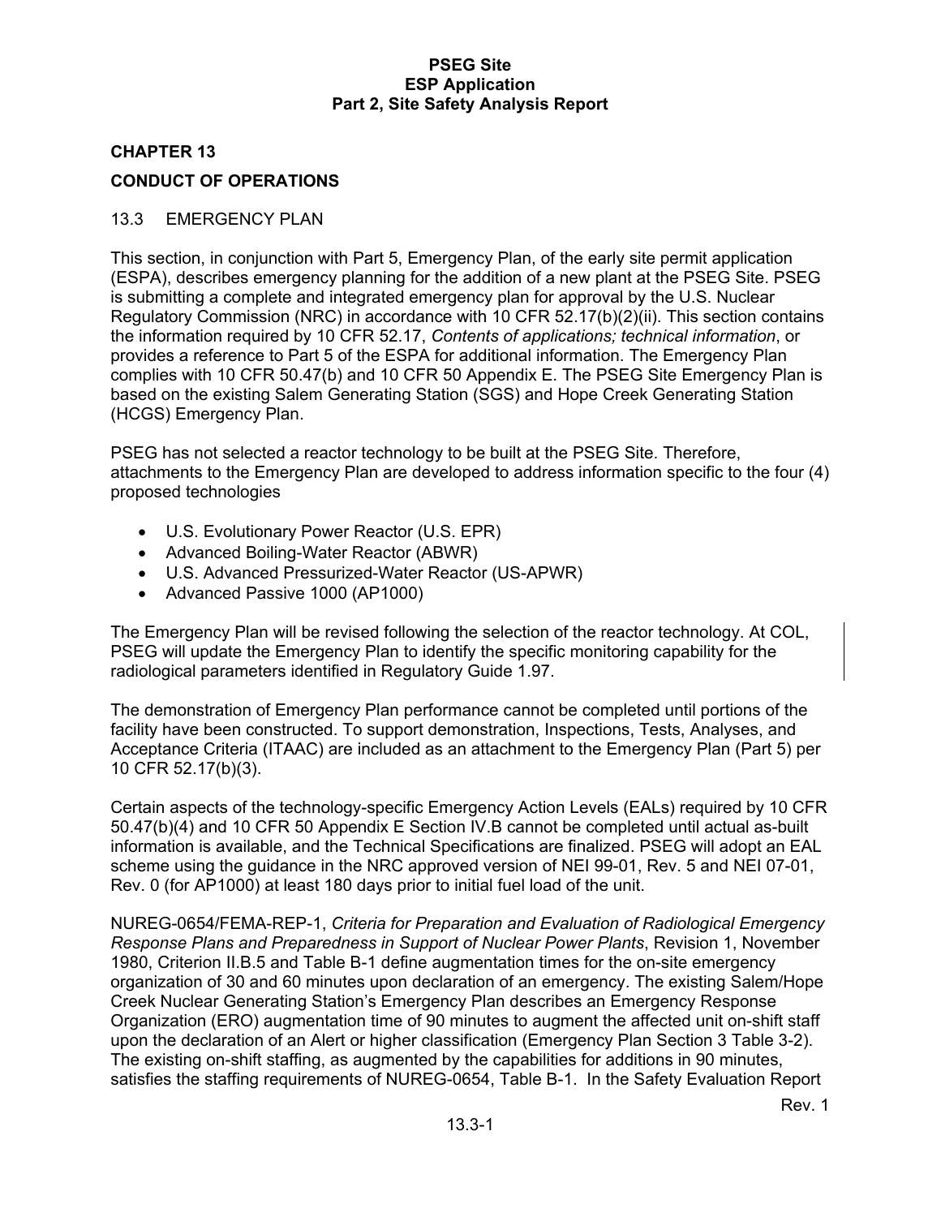## CHAPTER 13

## CONDUCT OF OPERATIONS

### 13.3 EMERGENCY PLAN

This section, in conjunction with Part 5, Emergency Plan, of the early site permit application (ESPA), describes emergency planning for the addition of a new plant at the PSEG Site. PSEG is submitting a complete and integrated emergency plan for approval by the U.S. Nuclear Regulatory Commission (NRC) in accordance with 10 CFR 52.17(b)(2)(ii). This section contains the information required by 10 CFR 52.17, *Contents of applications; technical information*, or provides a reference to Part 5 of the ESPA for additional information. The Emergency Plan complies with 10 CFR 50.47(b) and 10 CFR 50 Appendix E. The PSEG Site Emergency Plan is based on the existing Salem Generating Station (SGS) and Hope Creek Generating Station (HCGS) Emergency Plan.

PSEG has not selected a reactor technology to be built at the PSEG Site. Therefore, attachments to the Emergency Plan are developed to address information specific to the four (4) proposed technologies

- U.S. Evolutionary Power Reactor (U.S. EPR)
- Advanced Boiling-Water Reactor (ABWR)
- U.S. Advanced Pressurized-Water Reactor (US-APWR)
- Advanced Passive 1000 (AP1000)

The Emergency Plan will be revised following the selection of the reactor technology. At COL, PSEG will update the Emergency Plan to identify the specific monitoring capability for the radiological parameters identified in Regulatory Guide 1.97.

The demonstration of Emergency Plan performance cannot be completed until portions of the facility have been constructed. To support demonstration, Inspections, Tests, Analyses, and Acceptance Criteria (ITAAC) are included as an attachment to the Emergency Plan (Part 5) per 10 CFR 52.17(b)(3).

Certain aspects of the technology-specific Emergency Action Levels (EALs) required by 10 CFR 50.47(b)(4) and 10 CFR 50 Appendix E Section IV.B cannot be completed until actual as-built information is available, and the Technical Specifications are finalized. PSEG will adopt an EAL scheme using the guidance in the NRC approved version of NEI 99-01, Rev. 5 and NEI 07-01, Rev. 0 (for AP1000) at least 180 days prior to initial fuel load of the unit.

NUREG-0654/FEMA-REP-1, *Criteria for Preparation and Evaluation of Radiological Emergency Response Plans and Preparedness in Support of Nuclear Power Plants*, Revision 1, November 1980, Criterion II.B.5 and Table B-1 define augmentation times for the on-site emergency organization of 30 and 60 minutes upon declaration of an emergency. The existing Salem/Hope Creek Nuclear Generating Station's Emergency Plan describes an Emergency Response Organization (ERO) augmentation time of 90 minutes to augment the affected unit on-shift staff upon the declaration of an Alert or higher classification (Emergency Plan Section 3 Table 3-2). The existing on-shift staffing, as augmented by the capabilities for additions in 90 minutes, satisfies the staffing requirements of NUREG-0654, Table B-1. In the Safety Evaluation Report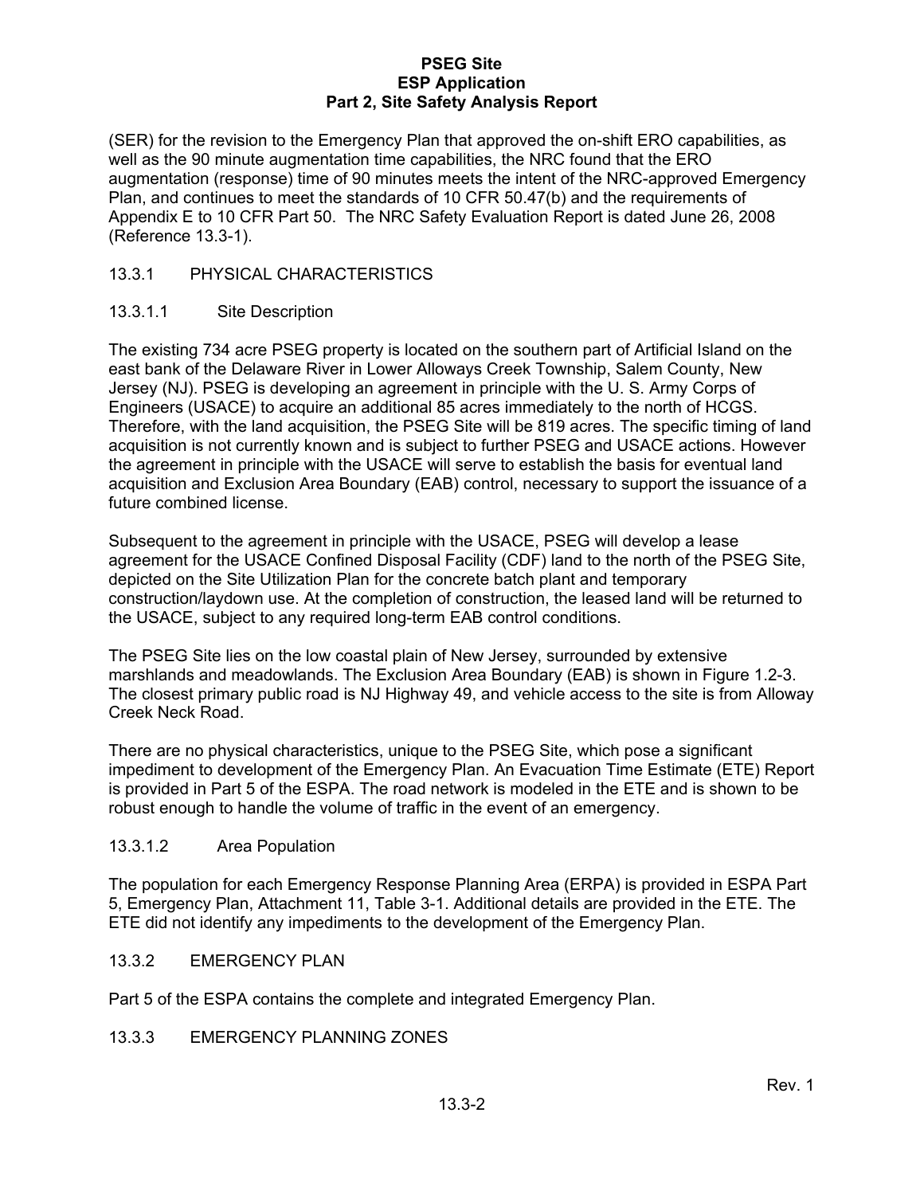(SER) for the revision to the Emergency Plan that approved the on-shift ERO capabilities, as well as the 90 minute augmentation time capabilities, the NRC found that the ERO augmentation (response) time of 90 minutes meets the intent of the NRC-approved Emergency Plan, and continues to meet the standards of 10 CFR 50.47(b) and the requirements of Appendix E to 10 CFR Part 50. The NRC Safety Evaluation Report is dated June 26, 2008 (Reference 13.3-1).

## 13.3.1 PHYSICAL CHARACTERISTICS

### 13.3.1.1 Site Description

The existing 734 acre PSEG property is located on the southern part of Artificial Island on the east bank of the Delaware River in Lower Alloways Creek Township, Salem County, New Jersey (NJ). PSEG is developing an agreement in principle with the U. S. Army Corps of Engineers (USACE) to acquire an additional 85 acres immediately to the north of HCGS. Therefore, with the land acquisition, the PSEG Site will be 819 acres. The specific timing of land acquisition is not currently known and is subject to further PSEG and USACE actions. However the agreement in principle with the USACE will serve to establish the basis for eventual land acquisition and Exclusion Area Boundary (EAB) control, necessary to support the issuance of a future combined license.

Subsequent to the agreement in principle with the USACE, PSEG will develop a lease agreement for the USACE Confined Disposal Facility (CDF) land to the north of the PSEG Site, depicted on the Site Utilization Plan for the concrete batch plant and temporary construction/laydown use. At the completion of construction, the leased land will be returned to the USACE, subject to any required long-term EAB control conditions.

The PSEG Site lies on the low coastal plain of New Jersey, surrounded by extensive marshlands and meadowlands. The Exclusion Area Boundary (EAB) is shown in Figure 1.2-3. The closest primary public road is NJ Highway 49, and vehicle access to the site is from Alloway Creek Neck Road.

There are no physical characteristics, unique to the PSEG Site, which pose a significant impediment to development of the Emergency Plan. An Evacuation Time Estimate (ETE) Report is provided in Part 5 of the ESPA. The road network is modeled in the ETE and is shown to be robust enough to handle the volume of traffic in the event of an emergency.

### 13.3.1.2 Area Population

The population for each Emergency Response Planning Area (ERPA) is provided in ESPA Part 5, Emergency Plan, Attachment 11, Table 3-1. Additional details are provided in the ETE. The ETE did not identify any impediments to the development of the Emergency Plan.

## 13.3.2 EMERGENCY PLAN

Part 5 of the ESPA contains the complete and integrated Emergency Plan.

## 13.3.3 EMERGENCY PLANNING ZONES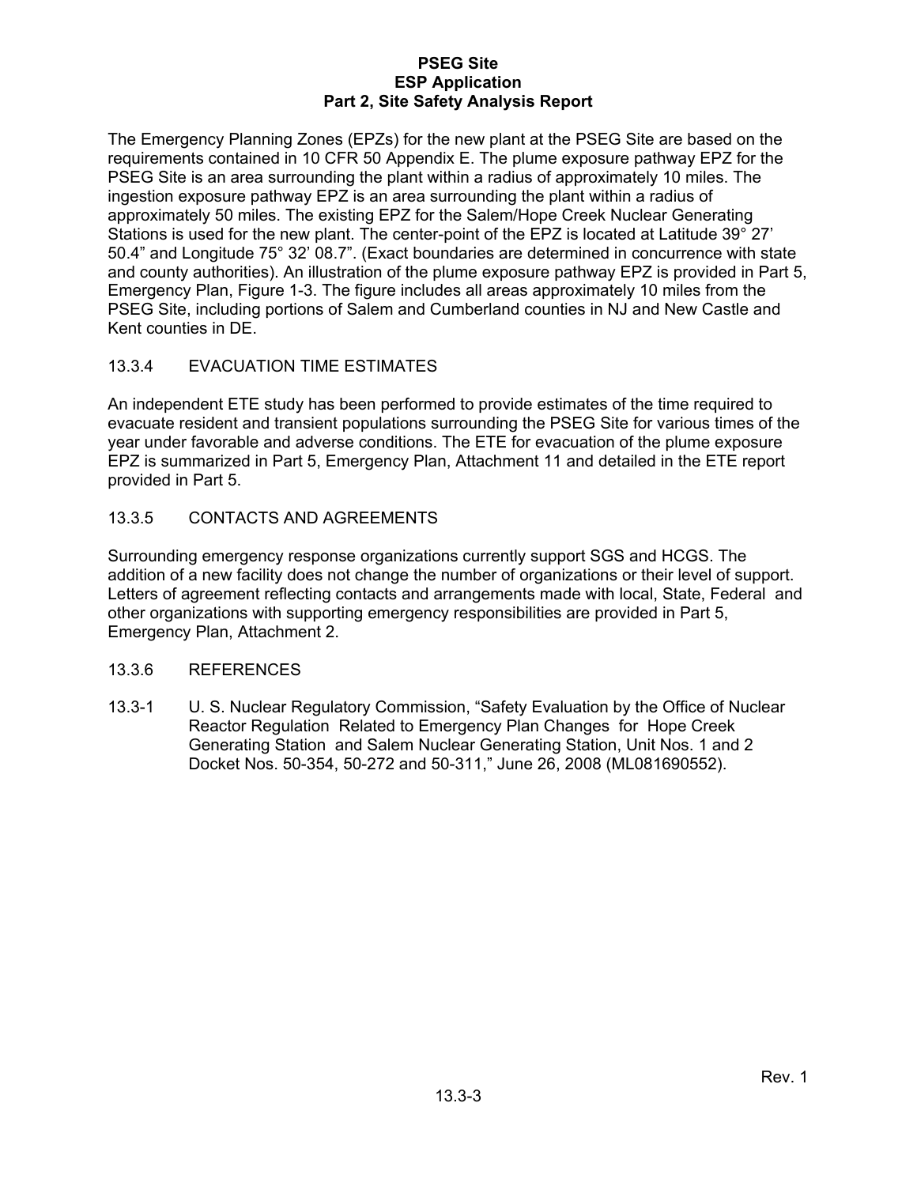The Emergency Planning Zones (EPZs) for the new plant at the PSEG Site are based on the requirements contained in 10 CFR 50 Appendix E. The plume exposure pathway EPZ for the PSEG Site is an area surrounding the plant within a radius of approximately 10 miles. The ingestion exposure pathway EPZ is an area surrounding the plant within a radius of approximately 50 miles. The existing EPZ for the Salem/Hope Creek Nuclear Generating Stations is used for the new plant. The center-point of the EPZ is located at Latitude 39° 27' 50.4" and Longitude 75° 32' 08.7". (Exact boundaries are determined in concurrence with state and county authorities). An illustration of the plume exposure pathway EPZ is provided in Part 5, Emergency Plan, Figure 1-3. The figure includes all areas approximately 10 miles from the PSEG Site, including portions of Salem and Cumberland counties in NJ and New Castle and Kent counties in DE.

## 13.3.4 EVACUATION TIME ESTIMATES

An independent ETE study has been performed to provide estimates of the time required to evacuate resident and transient populations surrounding the PSEG Site for various times of the year under favorable and adverse conditions. The ETE for evacuation of the plume exposure EPZ is summarized in Part 5, Emergency Plan, Attachment 11 and detailed in the ETE report provided in Part 5.

## 13.3.5 CONTACTS AND AGREEMENTS

Surrounding emergency response organizations currently support SGS and HCGS. The addition of a new facility does not change the number of organizations or their level of support. Letters of agreement reflecting contacts and arrangements made with local, State, Federal and other organizations with supporting emergency responsibilities are provided in Part 5, Emergency Plan, Attachment 2.

## 13.3.6 REFERENCES

13.3-1 U. S. Nuclear Regulatory Commission, "Safety Evaluation by the Office of Nuclear Reactor Regulation Related to Emergency Plan Changes for Hope Creek Generating Station and Salem Nuclear Generating Station, Unit Nos. 1 and 2 Docket Nos. 50-354, 50-272 and 50-311," June 26, 2008 (ML081690552).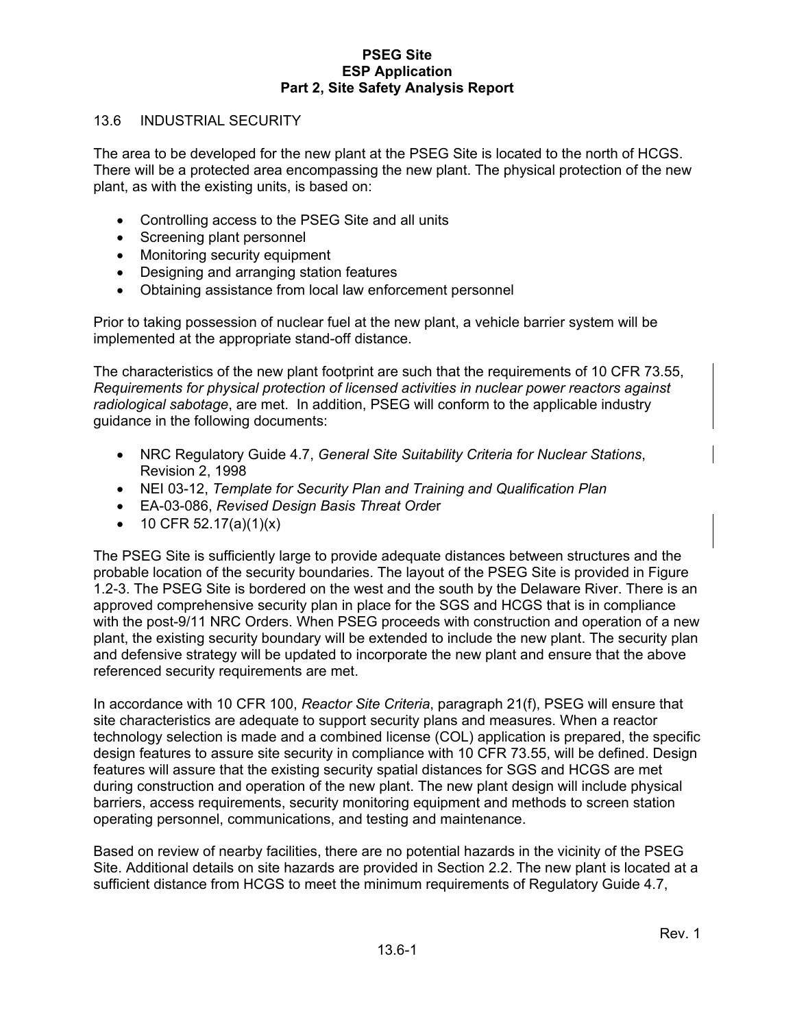## 13.6 INDUSTRIAL SECURITY

The area to be developed for the new plant at the PSEG Site is located to the north of HCGS. There will be a protected area encompassing the new plant. The physical protection of the new plant, as with the existing units, is based on:

- Controlling access to the PSEG Site and all units
- Screening plant personnel
- Monitoring security equipment
- Designing and arranging station features
- Obtaining assistance from local law enforcement personnel

Prior to taking possession of nuclear fuel at the new plant, a vehicle barrier system will be implemented at the appropriate stand-off distance.

The characteristics of the new plant footprint are such that the requirements of 10 CFR 73.55, *Requirements for physical protection of licensed activities in nuclear power reactors against radiological sabotage*, are met. In addition, PSEG will conform to the applicable industry guidance in the following documents:

- NRC Regulatory Guide 4.7, *General Site Suitability Criteria for Nuclear Stations*, Revision 2, 1998
- NEI 03-12, *Template for Security Plan and Training and Qualification Plan*
- EA-03-086, *Revised Design Basis Threat Order*
- 10 CFR 52.17(a)(1)(x)

The PSEG Site is sufficiently large to provide adequate distances between structures and the probable location of the security boundaries. The layout of the PSEG Site is provided in Figure 1.2-3. The PSEG Site is bordered on the west and the south by the Delaware River. There is an approved comprehensive security plan in place for the SGS and HCGS that is in compliance with the post-9/11 NRC Orders. When PSEG proceeds with construction and operation of a new plant, the existing security boundary will be extended to include the new plant. The security plan and defensive strategy will be updated to incorporate the new plant and ensure that the above referenced security requirements are met.

In accordance with 10 CFR 100, *Reactor Site Criteria*, paragraph 21(f), PSEG will ensure that site characteristics are adequate to support security plans and measures. When a reactor technology selection is made and a combined license (COL) application is prepared, the specific design features to assure site security in compliance with 10 CFR 73.55, will be defined. Design features will assure that the existing security spatial distances for SGS and HCGS are met during construction and operation of the new plant. The new plant design will include physical barriers, access requirements, security monitoring equipment and methods to screen station operating personnel, communications, and testing and maintenance.

Based on review of nearby facilities, there are no potential hazards in the vicinity of the PSEG Site. Additional details on site hazards are provided in Section 2.2. The new plant is located at a sufficient distance from HCGS to meet the minimum requirements of Regulatory Guide 4.7,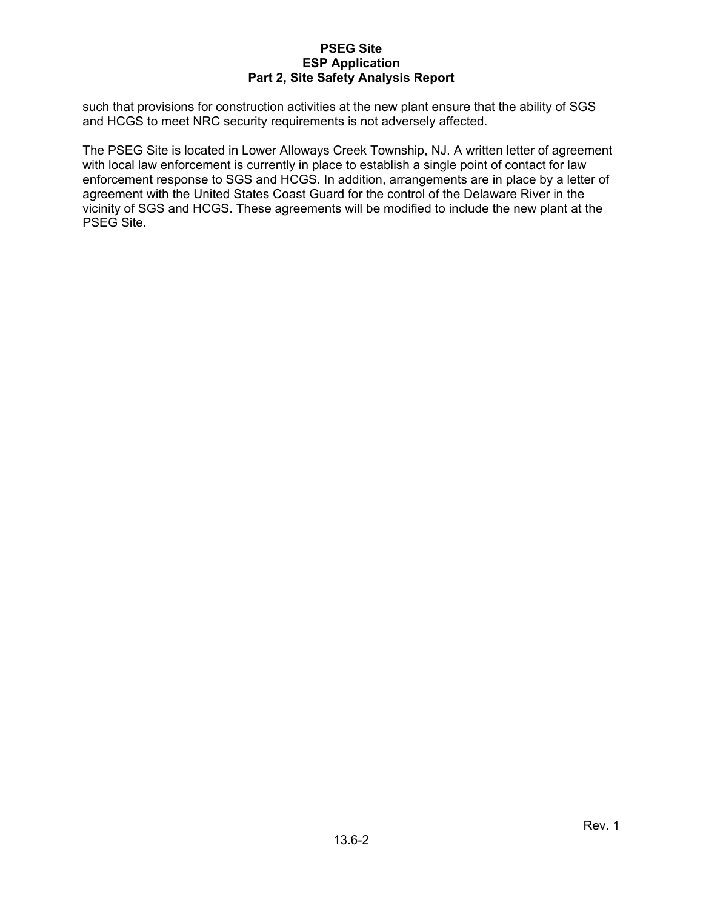such that provisions for construction activities at the new plant ensure that the ability of SGS and HCGS to meet NRC security requirements is not adversely affected.

The PSEG Site is located in Lower Alloways Creek Township, NJ. A written letter of agreement with local law enforcement is currently in place to establish a single point of contact for law enforcement response to SGS and HCGS. In addition, arrangements are in place by a letter of agreement with the United States Coast Guard for the control of the Delaware River in the vicinity of SGS and HCGS. These agreements will be modified to include the new plant at the PSEG Site.